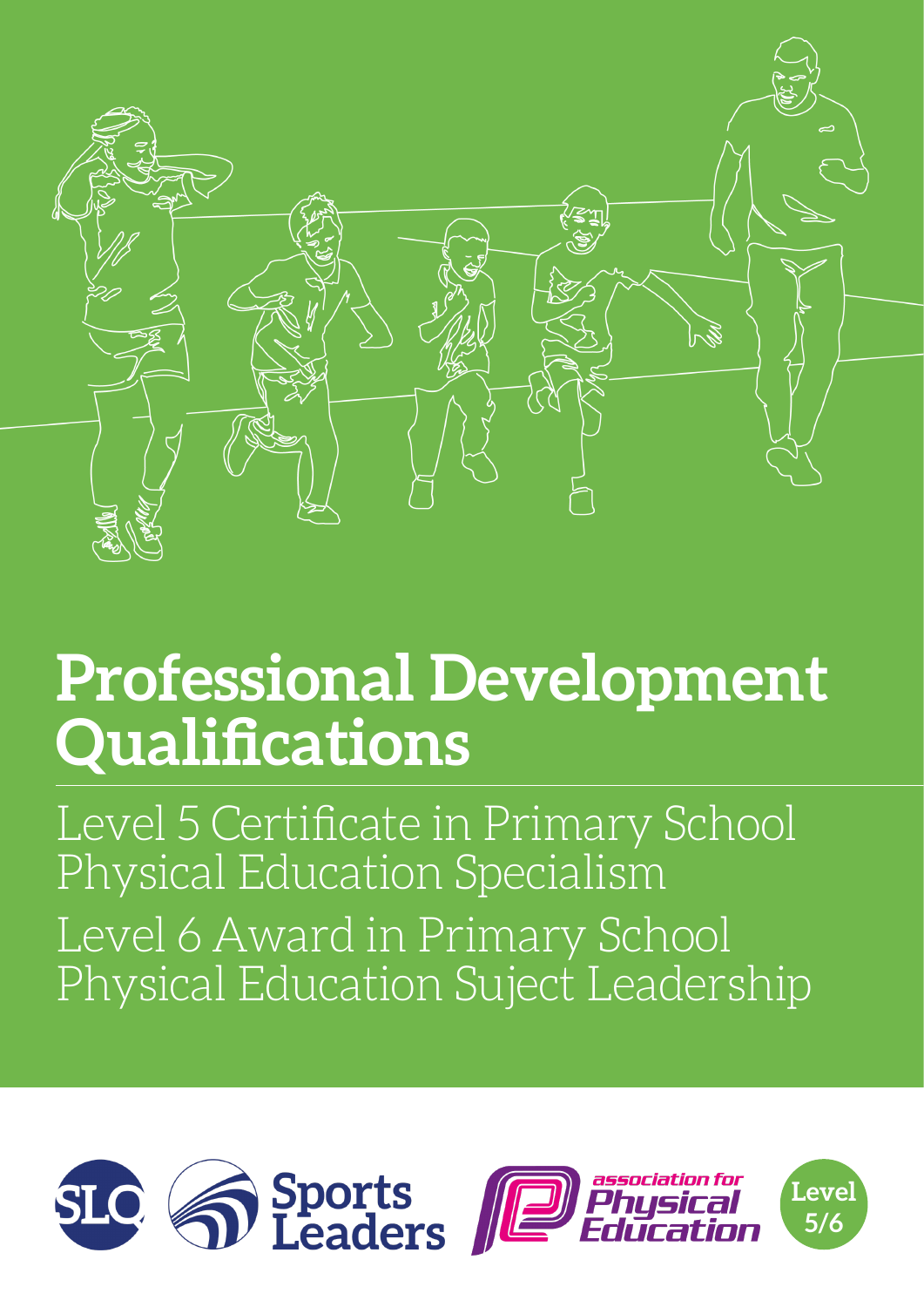# Professional Development Qualifications

Level 5 Certificate in Primary School Physical Education Specialism

Level 6 Award in Primary School Physical Education Suject Leadership

SLQ Sports Leaders

association for Physical Education

Level 5/6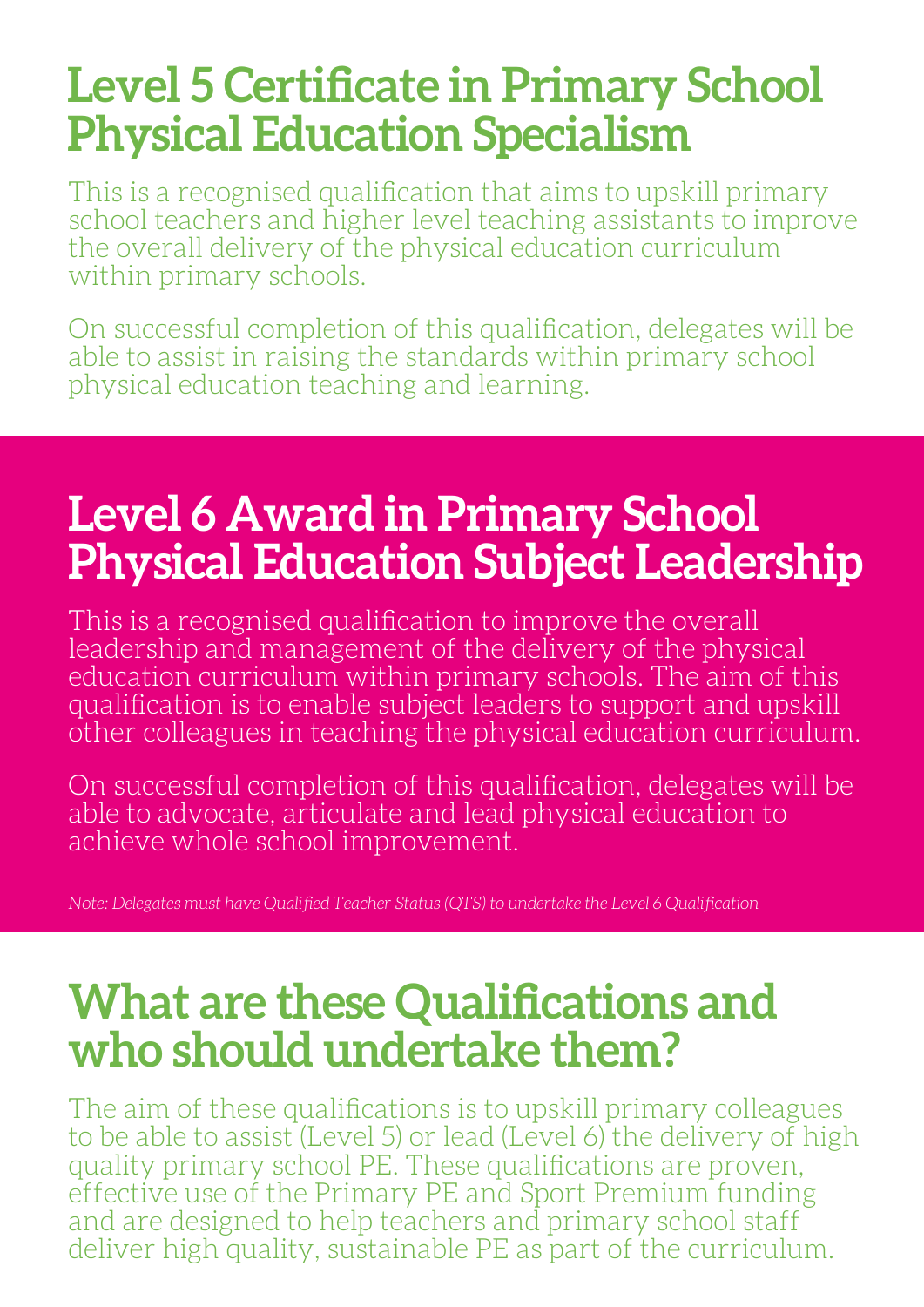## Level 5 Certificate in Primary School Physical Education Specialism

This is a recognised qualification that aims to upskill primary school teachers and higher level teaching assistants to improve the overall delivery of the physical education curriculum within primary schools.

On successful completion of this qualification, delegates will be able to assist in raising the standards within primary school physical education teaching and learning.

## Level 6 Award in Primary School Physical Education Subject Leadership

This is a recognised qualification to improve the overall leadership and management of the delivery of the physical education curriculum within primary schools. The aim of this qualification is to enable subject leaders to support and upskill other colleagues in teaching the physical education curriculum.

On successful completion of this qualification, delegates will be able to advocate, articulate and lead physical education to achieve whole school improvement.

*Note: Delegates must have Qualified Teacher Status (QTS) to undertake the Level 6 Qualification*

## What are these Qualifications and who should undertake them?

The aim of these qualifications is to upskill primary colleagues to be able to assist (Level 5) or lead (Level 6) the delivery of high quality primary school PE. These qualifications are proven, effective use of the Primary PE and Sport Premium funding and are designed to help teachers and primary school staff deliver high quality, sustainable PE as part of the curriculum.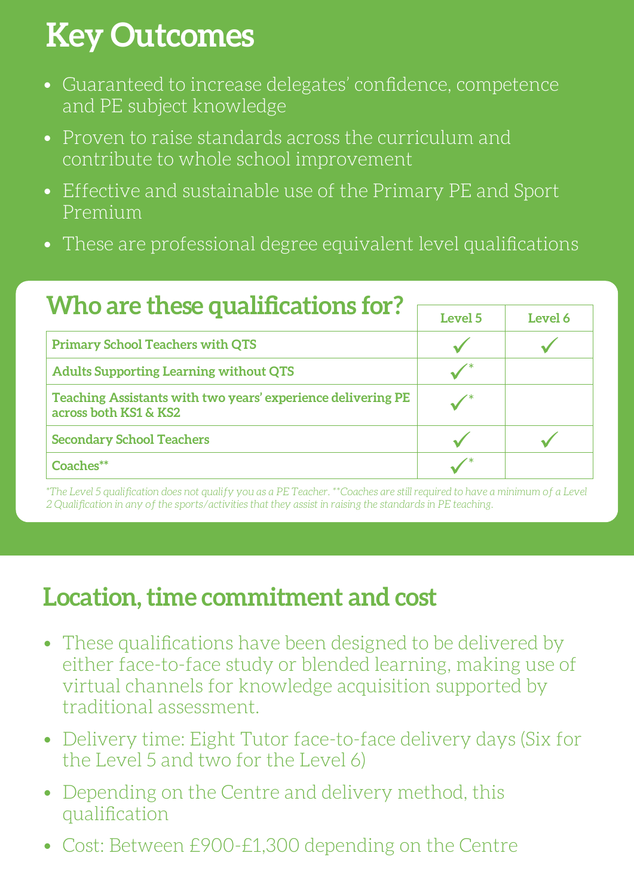# Key Outcomes

- Guaranteed to increase delegates' confidence, competence and PE subject knowledge
- Proven to raise standards across the curriculum and contribute to whole school improvement
- Effective and sustainable use of the Primary PE and Sport Premium
- These are professional degree equivalent level qualifications

## Who are these qualifications for?

| | Level 5 | Level 6 |
|---|---|---|
| **Primary School Teachers with QTS** | ✓ | ✓ |
| **Adults Supporting Learning without QTS** | ✓* | |
| **Teaching Assistants with two years' experience delivering PE across both KS1 & KS2** | ✓* | |
| **Secondary School Teachers** | ✓ | ✓ |
| **Coaches**** | ✓* | |

*\*The Level 5 qualification does not qualify you as a PE Teacher. \*\*Coaches are still required to have a minimum of a Level 2 Qualification in any of the sports/activities that they assist in raising the standards in PE teaching.*

## Location, time commitment and cost

- These qualifications have been designed to be delivered by either face-to-face study or blended learning, making use of virtual channels for knowledge acquisition supported by traditional assessment.
- Delivery time: Eight Tutor face-to-face delivery days (Six for the Level 5 and two for the Level 6)
- Depending on the Centre and delivery method, this qualification
- Cost: Between £900-£1,300 depending on the Centre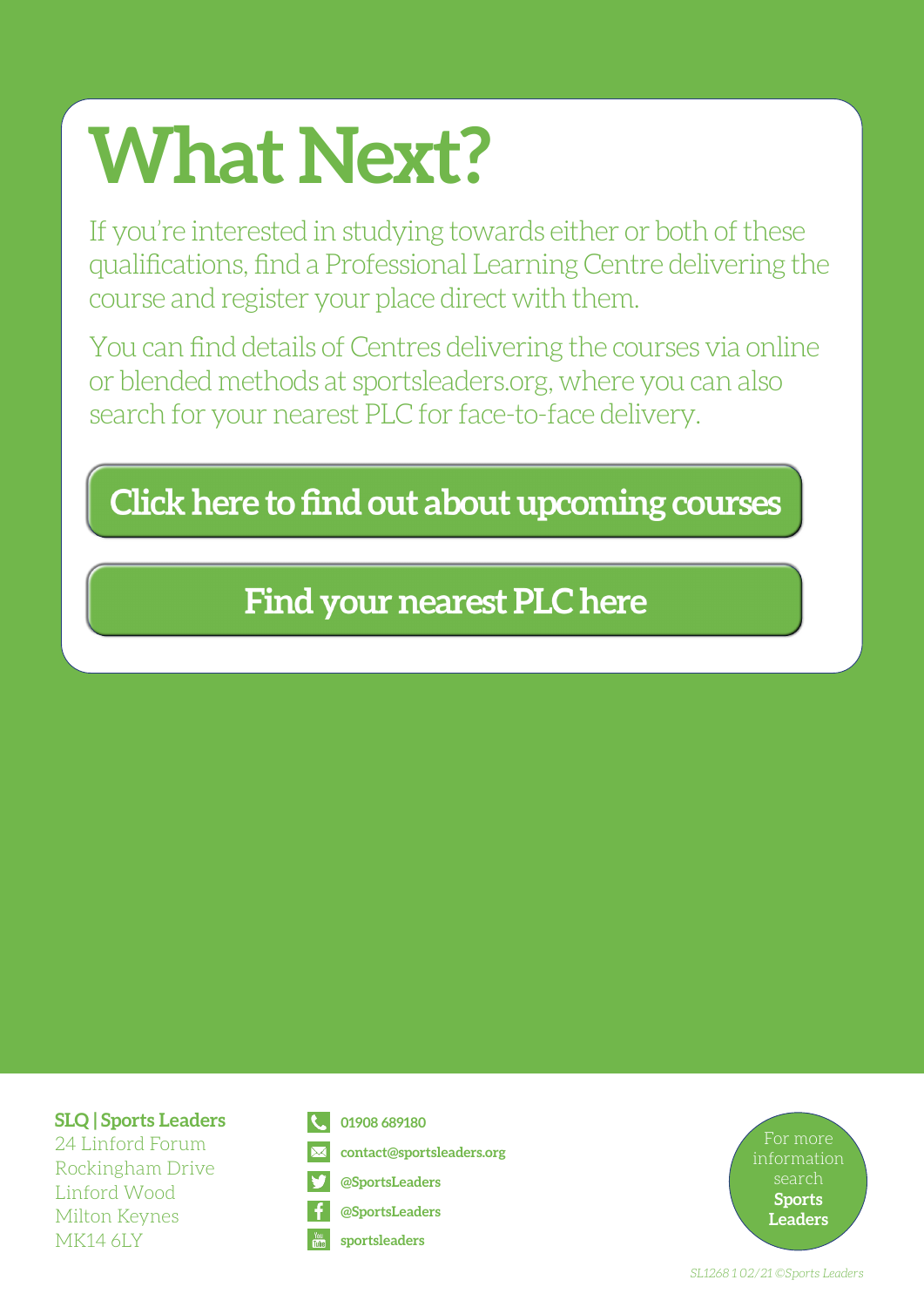# What Next?

If you're interested in studying towards either or both of these qualifications, find a Professional Learning Centre delivering the course and register your place direct with them.

You can find details of Centres delivering the courses via online or blended methods at sportsleaders.org, where you can also search for your nearest PLC for face-to-face delivery.

**Click here to find out about upcoming courses**

**Find your nearest PLC here**

**SLQ | Sports Leaders**
24 Linford Forum
Rockingham Drive
Linford Wood
Milton Keynes
MK14 6LY

**01908 689180**
**contact@sportsleaders.org**
**@SportsLeaders**
**@SportsLeaders**
**sportsleaders**

For more information search **Sports Leaders**

*SL1268 1 02/21 ©Sports Leaders*